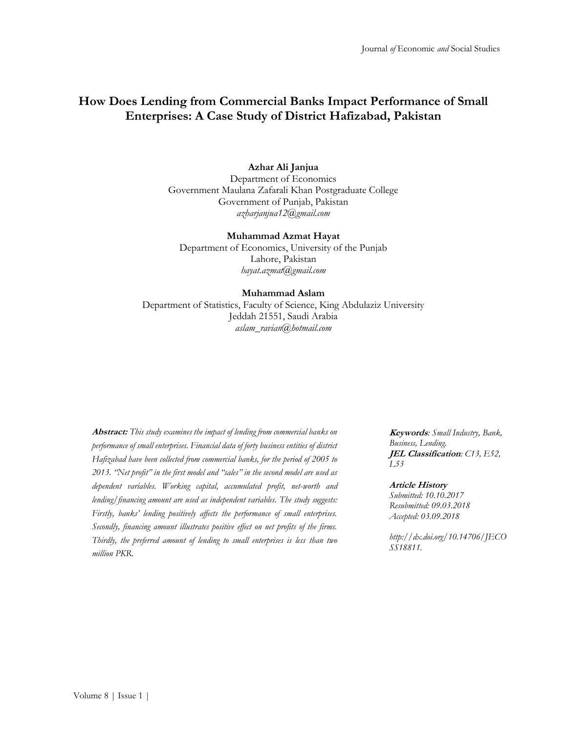# How Does Lending from Commercial Banks Impact Performance of Small Enterprises: A Case Study of District Hafizabad, Pakistan

**Azhar Ali Janjua**
Department of Economics
Government Maulana Zafarali Khan Postgraduate College
Government of Punjab, Pakistan
*azharjanjua12@gmail.com*

**Muhammad Azmat Hayat**
Department of Economics, University of the Punjab
Lahore, Pakistan
*hayat.azmat@gmail.com*

**Muhammad Aslam**
Department of Statistics, Faculty of Science, King Abdulaziz University
Jeddah 21551, Saudi Arabia
*aslam_ravian@hotmail.com*

***Abstract:*** *This study examines the impact of lending from commercial banks on performance of small enterprises. Financial data of forty business entities of district Hafizabad have been collected from commercial banks, for the period of 2005 to 2013. "Net profit" in the first model and "sales" in the second model are used as dependent variables. Working capital, accumulated profit, net-worth and lending/financing amount are used as independent variables. The study suggests: Firstly, banks' lending positively affects the performance of small enterprises. Secondly, financing amount illustrates positive effect on net profits of the firms. Thirdly, the preferred amount of lending to small enterprises is less than two million PKR.*

***Keywords****: Small Industry, Bank, Business, Lending.*
***JEL Classification****: C13, E52, L53*

***Article History***
*Submitted: 10.10.2017*
*Resubmitted: 09.03.2018*
*Accepted: 03.09.2018*

*http://dx.doi.org/10.14706/JECOSS18811.*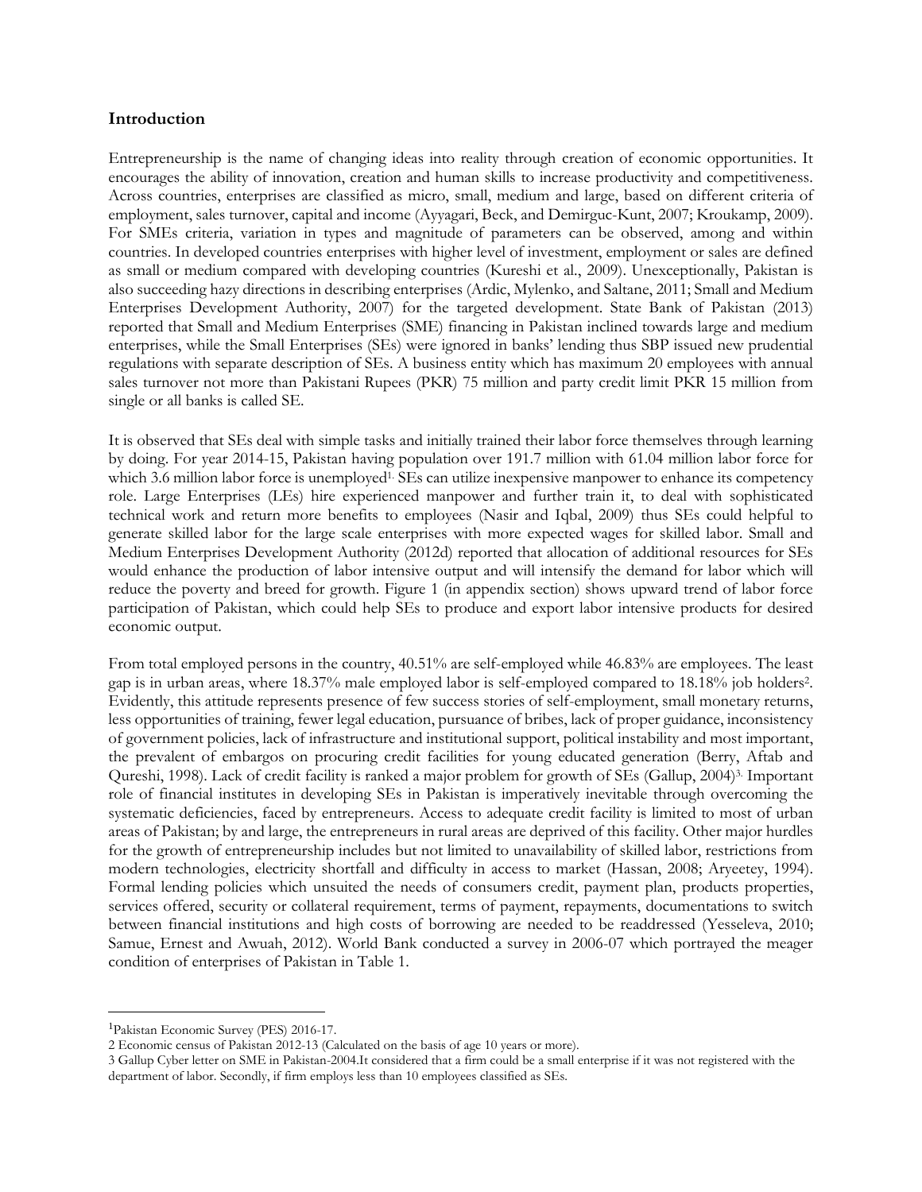## Introduction

Entrepreneurship is the name of changing ideas into reality through creation of economic opportunities. It encourages the ability of innovation, creation and human skills to increase productivity and competitiveness. Across countries, enterprises are classified as micro, small, medium and large, based on different criteria of employment, sales turnover, capital and income (Ayyagari, Beck, and Demirguc-Kunt, 2007; Kroukamp, 2009). For SMEs criteria, variation in types and magnitude of parameters can be observed, among and within countries. In developed countries enterprises with higher level of investment, employment or sales are defined as small or medium compared with developing countries (Kureshi et al., 2009). Unexceptionally, Pakistan is also succeeding hazy directions in describing enterprises (Ardic, Mylenko, and Saltane, 2011; Small and Medium Enterprises Development Authority, 2007) for the targeted development. State Bank of Pakistan (2013) reported that Small and Medium Enterprises (SME) financing in Pakistan inclined towards large and medium enterprises, while the Small Enterprises (SEs) were ignored in banks' lending thus SBP issued new prudential regulations with separate description of SEs. A business entity which has maximum 20 employees with annual sales turnover not more than Pakistani Rupees (PKR) 75 million and party credit limit PKR 15 million from single or all banks is called SE.

It is observed that SEs deal with simple tasks and initially trained their labor force themselves through learning by doing. For year 2014-15, Pakistan having population over 191.7 million with 61.04 million labor force for which 3.6 million labor force is unemployed[1]. SEs can utilize inexpensive manpower to enhance its competency role. Large Enterprises (LEs) hire experienced manpower and further train it, to deal with sophisticated technical work and return more benefits to employees (Nasir and Iqbal, 2009) thus SEs could helpful to generate skilled labor for the large scale enterprises with more expected wages for skilled labor. Small and Medium Enterprises Development Authority (2012d) reported that allocation of additional resources for SEs would enhance the production of labor intensive output and will intensify the demand for labor which will reduce the poverty and breed for growth. Figure 1 (in appendix section) shows upward trend of labor force participation of Pakistan, which could help SEs to produce and export labor intensive products for desired economic output.

From total employed persons in the country, 40.51% are self-employed while 46.83% are employees. The least gap is in urban areas, where 18.37% male employed labor is self-employed compared to 18.18% job holders[2]. Evidently, this attitude represents presence of few success stories of self-employment, small monetary returns, less opportunities of training, fewer legal education, pursuance of bribes, lack of proper guidance, inconsistency of government policies, lack of infrastructure and institutional support, political instability and most important, the prevalent of embargos on procuring credit facilities for young educated generation (Berry, Aftab and Qureshi, 1998). Lack of credit facility is ranked a major problem for growth of SEs (Gallup, 2004)[3]. Important role of financial institutes in developing SEs in Pakistan is imperatively inevitable through overcoming the systematic deficiencies, faced by entrepreneurs. Access to adequate credit facility is limited to most of urban areas of Pakistan; by and large, the entrepreneurs in rural areas are deprived of this facility. Other major hurdles for the growth of entrepreneurship includes but not limited to unavailability of skilled labor, restrictions from modern technologies, electricity shortfall and difficulty in access to market (Hassan, 2008; Aryeetey, 1994). Formal lending policies which unsuited the needs of consumers credit, payment plan, products properties, services offered, security or collateral requirement, terms of payment, repayments, documentations to switch between financial institutions and high costs of borrowing are needed to be readdressed (Yesseleva, 2010; Samue, Ernest and Awuah, 2012). World Bank conducted a survey in 2006-07 which portrayed the meager condition of enterprises of Pakistan in Table 1.

---

[1] Pakistan Economic Survey (PES) 2016-17.

[2] Economic census of Pakistan 2012-13 (Calculated on the basis of age 10 years or more).

[3] Gallup Cyber letter on SME in Pakistan-2004.It considered that a firm could be a small enterprise if it was not registered with the department of labor. Secondly, if firm employs less than 10 employees classified as SEs.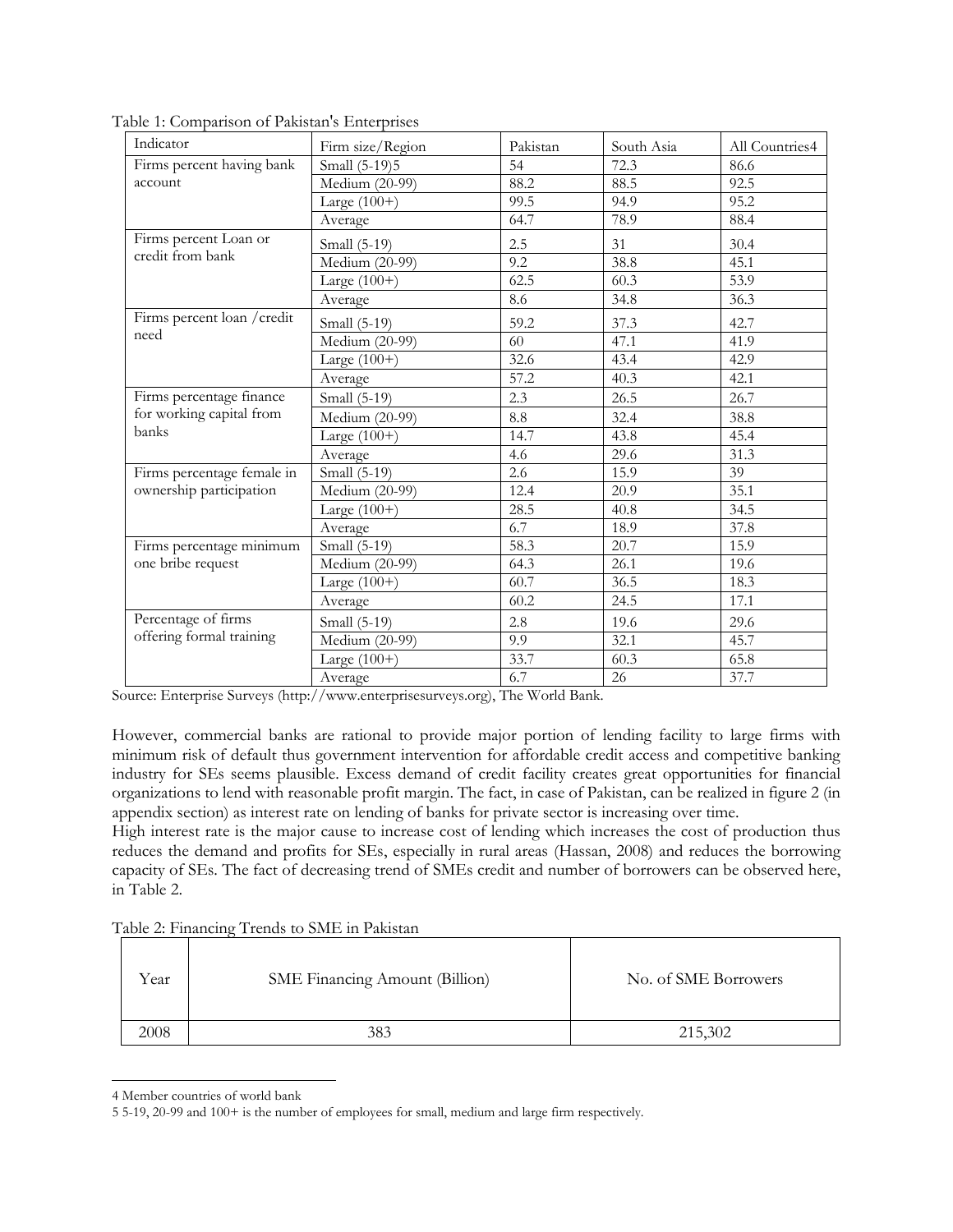Table 1: Comparison of Pakistan's Enterprises

| Indicator | Firm size/Region | Pakistan | South Asia | All Countries[4] |
|---|---|---|---|---|
| Firms percent having bank account | Small (5-19)[5] | 54 | 72.3 | 86.6 |
| | Medium (20-99) | 88.2 | 88.5 | 92.5 |
| | Large (100+) | 99.5 | 94.9 | 95.2 |
| | Average | 64.7 | 78.9 | 88.4 |
| Firms percent Loan or credit from bank | Small (5-19) | 2.5 | 31 | 30.4 |
| | Medium (20-99) | 9.2 | 38.8 | 45.1 |
| | Large (100+) | 62.5 | 60.3 | 53.9 |
| | Average | 8.6 | 34.8 | 36.3 |
| Firms percent loan /credit need | Small (5-19) | 59.2 | 37.3 | 42.7 |
| | Medium (20-99) | 60 | 47.1 | 41.9 |
| | Large (100+) | 32.6 | 43.4 | 42.9 |
| | Average | 57.2 | 40.3 | 42.1 |
| Firms percentage finance for working capital from banks | Small (5-19) | 2.3 | 26.5 | 26.7 |
| | Medium (20-99) | 8.8 | 32.4 | 38.8 |
| | Large (100+) | 14.7 | 43.8 | 45.4 |
| | Average | 4.6 | 29.6 | 31.3 |
| Firms percentage female in ownership participation | Small (5-19) | 2.6 | 15.9 | 39 |
| | Medium (20-99) | 12.4 | 20.9 | 35.1 |
| | Large (100+) | 28.5 | 40.8 | 34.5 |
| | Average | 6.7 | 18.9 | 37.8 |
| Firms percentage minimum one bribe request | Small (5-19) | 58.3 | 20.7 | 15.9 |
| | Medium (20-99) | 64.3 | 26.1 | 19.6 |
| | Large (100+) | 60.7 | 36.5 | 18.3 |
| | Average | 60.2 | 24.5 | 17.1 |
| Percentage of firms offering formal training | Small (5-19) | 2.8 | 19.6 | 29.6 |
| | Medium (20-99) | 9.9 | 32.1 | 45.7 |
| | Large (100+) | 33.7 | 60.3 | 65.8 |
| | Average | 6.7 | 26 | 37.7 |

Source: Enterprise Surveys (http://www.enterprisesurveys.org), The World Bank.

However, commercial banks are rational to provide major portion of lending facility to large firms with minimum risk of default thus government intervention for affordable credit access and competitive banking industry for SEs seems plausible. Excess demand of credit facility creates great opportunities for financial organizations to lend with reasonable profit margin. The fact, in case of Pakistan, can be realized in figure 2 (in appendix section) as interest rate on lending of banks for private sector is increasing over time.

High interest rate is the major cause to increase cost of lending which increases the cost of production thus reduces the demand and profits for SEs, especially in rural areas (Hassan, 2008) and reduces the borrowing capacity of SEs. The fact of decreasing trend of SMEs credit and number of borrowers can be observed here, in Table 2.

Table 2: Financing Trends to SME in Pakistan

| Year | SME Financing Amount (Billion) | No. of SME Borrowers |
|---|---|---|
| 2008 | 383 | 215,302 |

[4] Member countries of world bank

[5] 5-19, 20-99 and 100+ is the number of employees for small, medium and large firm respectively.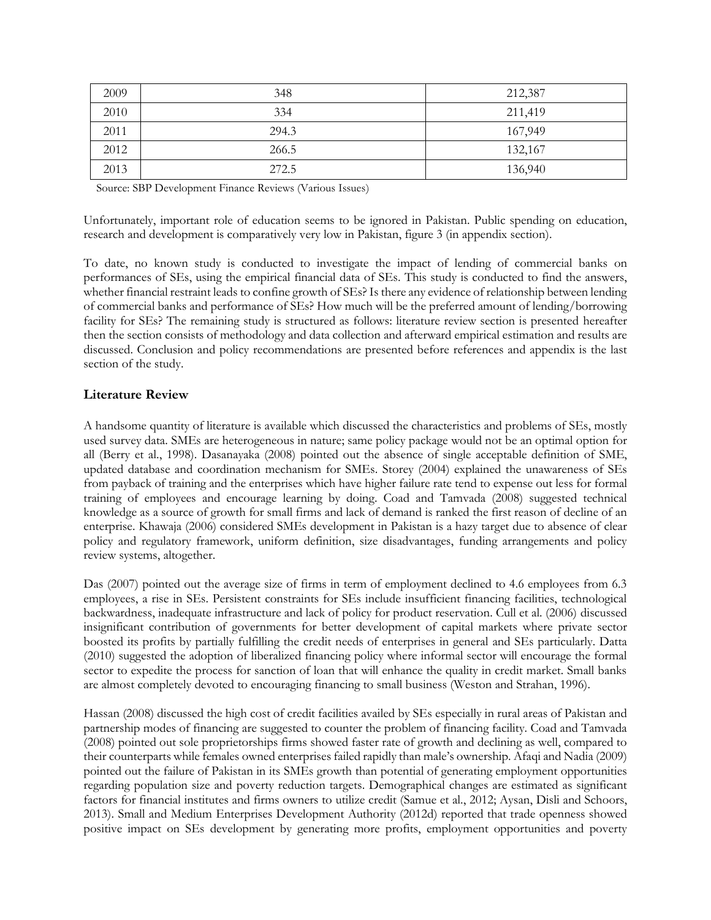| 2009 | 348 | 212,387 |
|---|---|---|
| 2010 | 334 | 211,419 |
| 2011 | 294.3 | 167,949 |
| 2012 | 266.5 | 132,167 |
| 2013 | 272.5 | 136,940 |

Source: SBP Development Finance Reviews (Various Issues)

Unfortunately, important role of education seems to be ignored in Pakistan. Public spending on education, research and development is comparatively very low in Pakistan, figure 3 (in appendix section).

To date, no known study is conducted to investigate the impact of lending of commercial banks on performances of SEs, using the empirical financial data of SEs. This study is conducted to find the answers, whether financial restraint leads to confine growth of SEs? Is there any evidence of relationship between lending of commercial banks and performance of SEs? How much will be the preferred amount of lending/borrowing facility for SEs? The remaining study is structured as follows: literature review section is presented hereafter then the section consists of methodology and data collection and afterward empirical estimation and results are discussed. Conclusion and policy recommendations are presented before references and appendix is the last section of the study.

## Literature Review

A handsome quantity of literature is available which discussed the characteristics and problems of SEs, mostly used survey data. SMEs are heterogeneous in nature; same policy package would not be an optimal option for all (Berry et al., 1998). Dasanayaka (2008) pointed out the absence of single acceptable definition of SME, updated database and coordination mechanism for SMEs. Storey (2004) explained the unawareness of SEs from payback of training and the enterprises which have higher failure rate tend to expense out less for formal training of employees and encourage learning by doing. Coad and Tamvada (2008) suggested technical knowledge as a source of growth for small firms and lack of demand is ranked the first reason of decline of an enterprise. Khawaja (2006) considered SMEs development in Pakistan is a hazy target due to absence of clear policy and regulatory framework, uniform definition, size disadvantages, funding arrangements and policy review systems, altogether.

Das (2007) pointed out the average size of firms in term of employment declined to 4.6 employees from 6.3 employees, a rise in SEs. Persistent constraints for SEs include insufficient financing facilities, technological backwardness, inadequate infrastructure and lack of policy for product reservation. Cull et al. (2006) discussed insignificant contribution of governments for better development of capital markets where private sector boosted its profits by partially fulfilling the credit needs of enterprises in general and SEs particularly. Datta (2010) suggested the adoption of liberalized financing policy where informal sector will encourage the formal sector to expedite the process for sanction of loan that will enhance the quality in credit market. Small banks are almost completely devoted to encouraging financing to small business (Weston and Strahan, 1996).

Hassan (2008) discussed the high cost of credit facilities availed by SEs especially in rural areas of Pakistan and partnership modes of financing are suggested to counter the problem of financing facility. Coad and Tamvada (2008) pointed out sole proprietorships firms showed faster rate of growth and declining as well, compared to their counterparts while females owned enterprises failed rapidly than male's ownership. Afaqi and Nadia (2009) pointed out the failure of Pakistan in its SMEs growth than potential of generating employment opportunities regarding population size and poverty reduction targets. Demographical changes are estimated as significant factors for financial institutes and firms owners to utilize credit (Samue et al., 2012; Aysan, Disli and Schoors, 2013). Small and Medium Enterprises Development Authority (2012d) reported that trade openness showed positive impact on SEs development by generating more profits, employment opportunities and poverty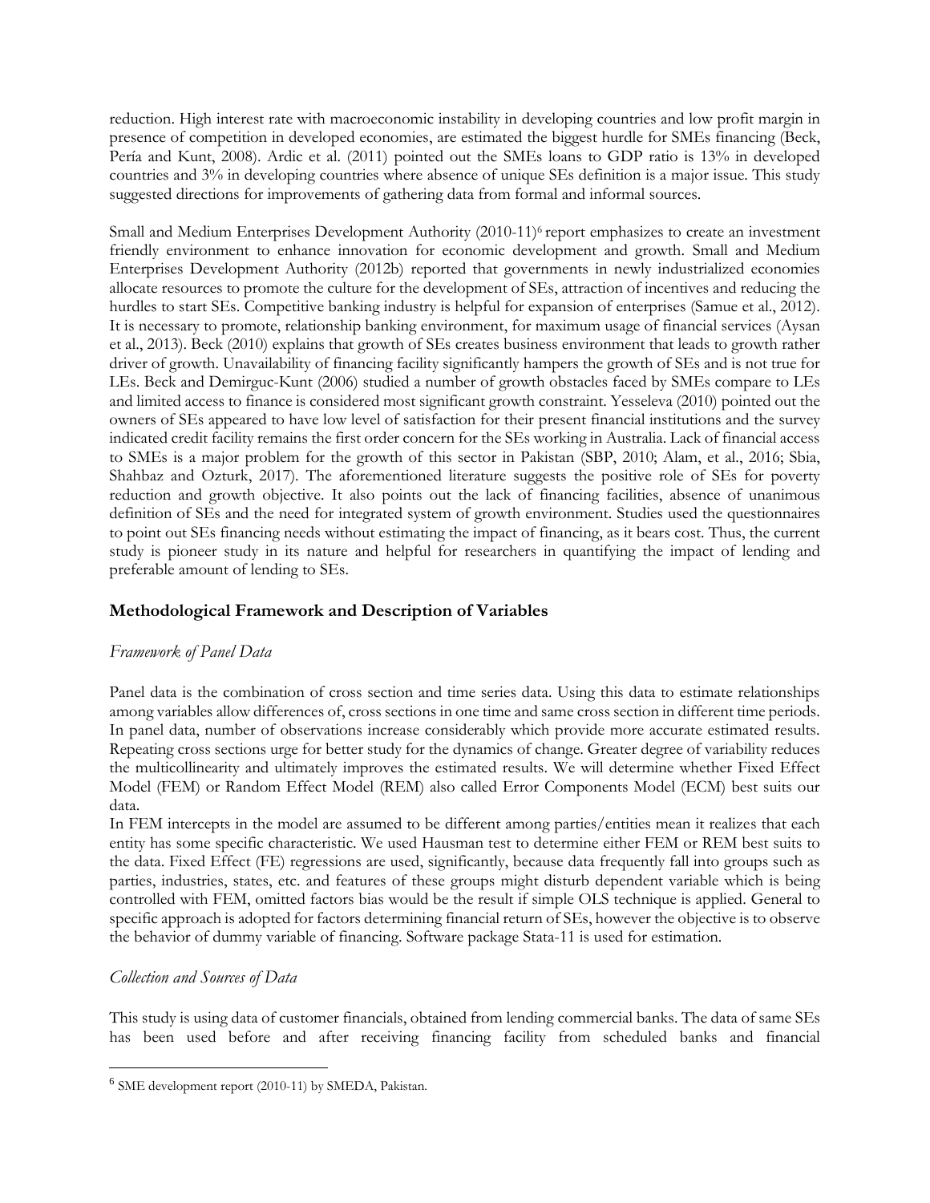reduction. High interest rate with macroeconomic instability in developing countries and low profit margin in presence of competition in developed economies, are estimated the biggest hurdle for SMEs financing (Beck, Pería and Kunt, 2008). Ardic et al. (2011) pointed out the SMEs loans to GDP ratio is 13% in developed countries and 3% in developing countries where absence of unique SEs definition is a major issue. This study suggested directions for improvements of gathering data from formal and informal sources.

Small and Medium Enterprises Development Authority (2010-11)[6] report emphasizes to create an investment friendly environment to enhance innovation for economic development and growth. Small and Medium Enterprises Development Authority (2012b) reported that governments in newly industrialized economies allocate resources to promote the culture for the development of SEs, attraction of incentives and reducing the hurdles to start SEs. Competitive banking industry is helpful for expansion of enterprises (Samue et al., 2012). It is necessary to promote, relationship banking environment, for maximum usage of financial services (Aysan et al., 2013). Beck (2010) explains that growth of SEs creates business environment that leads to growth rather driver of growth. Unavailability of financing facility significantly hampers the growth of SEs and is not true for LEs. Beck and Demirguc-Kunt (2006) studied a number of growth obstacles faced by SMEs compare to LEs and limited access to finance is considered most significant growth constraint. Yesseleva (2010) pointed out the owners of SEs appeared to have low level of satisfaction for their present financial institutions and the survey indicated credit facility remains the first order concern for the SEs working in Australia. Lack of financial access to SMEs is a major problem for the growth of this sector in Pakistan (SBP, 2010; Alam, et al., 2016; Sbia, Shahbaz and Ozturk, 2017). The aforementioned literature suggests the positive role of SEs for poverty reduction and growth objective. It also points out the lack of financing facilities, absence of unanimous definition of SEs and the need for integrated system of growth environment. Studies used the questionnaires to point out SEs financing needs without estimating the impact of financing, as it bears cost. Thus, the current study is pioneer study in its nature and helpful for researchers in quantifying the impact of lending and preferable amount of lending to SEs.

## Methodological Framework and Description of Variables

### *Framework of Panel Data*

Panel data is the combination of cross section and time series data. Using this data to estimate relationships among variables allow differences of, cross sections in one time and same cross section in different time periods. In panel data, number of observations increase considerably which provide more accurate estimated results. Repeating cross sections urge for better study for the dynamics of change. Greater degree of variability reduces the multicollinearity and ultimately improves the estimated results. We will determine whether Fixed Effect Model (FEM) or Random Effect Model (REM) also called Error Components Model (ECM) best suits our data.

In FEM intercepts in the model are assumed to be different among parties/entities mean it realizes that each entity has some specific characteristic. We used Hausman test to determine either FEM or REM best suits to the data. Fixed Effect (FE) regressions are used, significantly, because data frequently fall into groups such as parties, industries, states, etc. and features of these groups might disturb dependent variable which is being controlled with FEM, omitted factors bias would be the result if simple OLS technique is applied. General to specific approach is adopted for factors determining financial return of SEs, however the objective is to observe the behavior of dummy variable of financing. Software package Stata-11 is used for estimation.

### *Collection and Sources of Data*

This study is using data of customer financials, obtained from lending commercial banks. The data of same SEs has been used before and after receiving financing facility from scheduled banks and financial

[6] SME development report (2010-11) by SMEDA, Pakistan.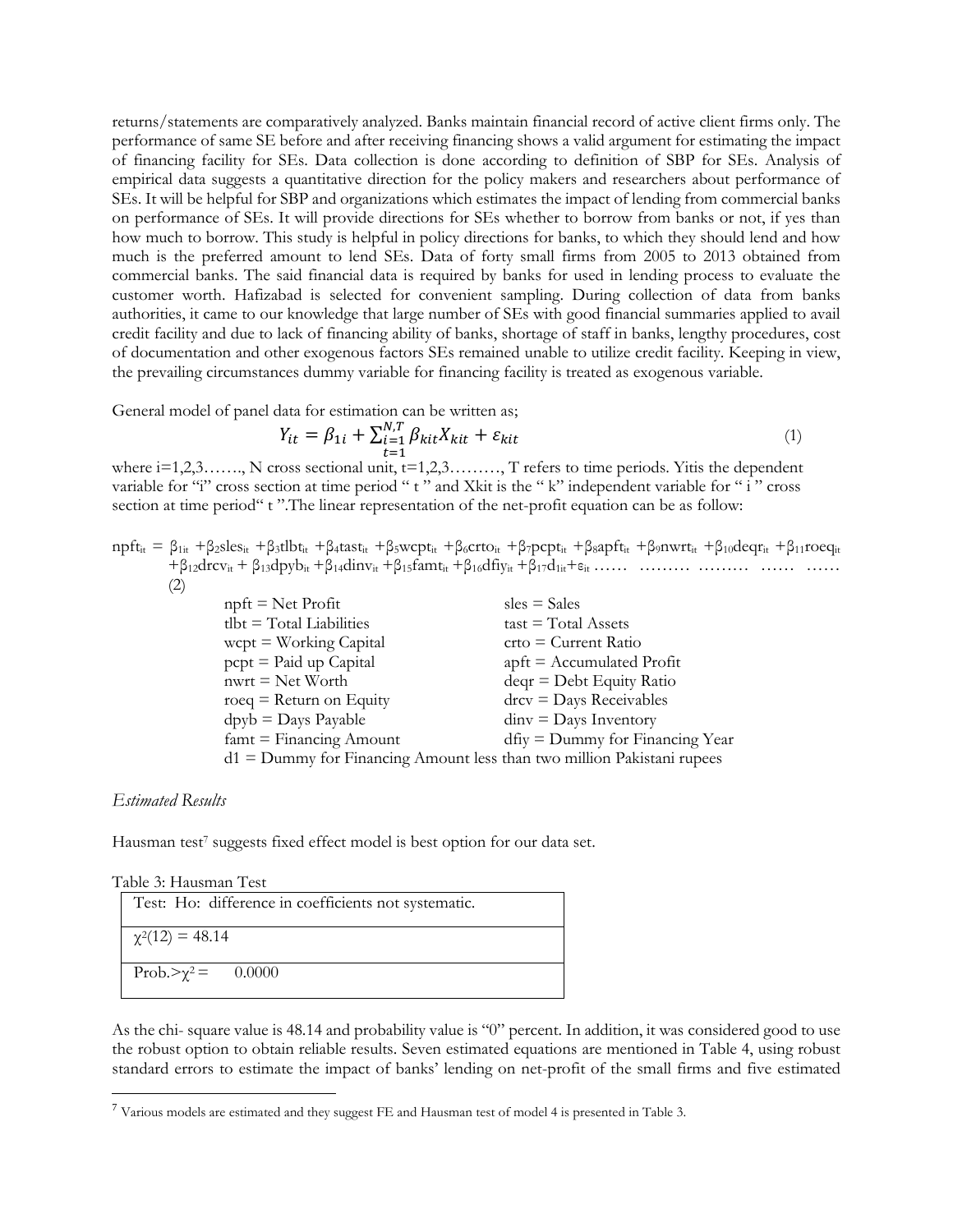returns/statements are comparatively analyzed. Banks maintain financial record of active client firms only. The performance of same SE before and after receiving financing shows a valid argument for estimating the impact of financing facility for SEs. Data collection is done according to definition of SBP for SEs. Analysis of empirical data suggests a quantitative direction for the policy makers and researchers about performance of SEs. It will be helpful for SBP and organizations which estimates the impact of lending from commercial banks on performance of SEs. It will provide directions for SEs whether to borrow from banks or not, if yes than how much to borrow. This study is helpful in policy directions for banks, to which they should lend and how much is the preferred amount to lend SEs. Data of forty small firms from 2005 to 2013 obtained from commercial banks. The said financial data is required by banks for used in lending process to evaluate the customer worth. Hafizabad is selected for convenient sampling. During collection of data from banks authorities, it came to our knowledge that large number of SEs with good financial summaries applied to avail credit facility and due to lack of financing ability of banks, shortage of staff in banks, lengthy procedures, cost of documentation and other exogenous factors SEs remained unable to utilize credit facility. Keeping in view, the prevailing circumstances dummy variable for financing facility is treated as exogenous variable.

General model of panel data for estimation can be written as;

$$Y_{it} = \beta_{1i} + \sum_{\substack{i=1 \\ t=1}}^{N,T} \beta_{kit} X_{kit} + \varepsilon_{kit} \tag{1}$$

where i=1,2,3……., N cross sectional unit, t=1,2,3………, T refers to time periods. Yitis the dependent variable for "i" cross section at time period " t " and Xkit is the " k" independent variable for " i " cross section at time period" t ".The linear representation of the net-profit equation can be as follow:

$$npft_{it} = \beta_{1it} + \beta_2 sles_{it} + \beta_3 tlbt_{it} + \beta_4 tast_{it} + \beta_5 wcpt_{it} + \beta_6 crto_{it} + \beta_7 pcpt_{it} + \beta_8 apft_{it} + \beta_9 nwrt_{it} + \beta_{10} deqr_{it} + \beta_{11} roeq_{it} + \beta_{12} drcv_{it} + \beta_{13} dpyb_{it} + \beta_{14} dinv_{it} + \beta_{15} famt_{it} + \beta_{16} dfiy_{it} + \beta_{17} d_{1it} + \varepsilon_{it} \tag{2}$$

| | |
|---|---|
| npft = Net Profit | sles = Sales |
| tlbt = Total Liabilities | tast = Total Assets |
| wcpt = Working Capital | crto = Current Ratio |
| pcpt = Paid up Capital | apft = Accumulated Profit |
| nwrt = Net Worth | deqr = Debt Equity Ratio |
| roeq = Return on Equity | drcv = Days Receivables |
| dpyb = Days Payable | dinv = Days Inventory |
| famt = Financing Amount | dfiy = Dummy for Financing Year |

d1 = Dummy for Financing Amount less than two million Pakistani rupees

*Estimated Results*

Hausman test[7] suggests fixed effect model is best option for our data set.

Table 3: Hausman Test

| Test: Ho: difference in coefficients not systematic. |
|---|
| $\chi^2(12) = 48.14$ |
| Prob.$>\chi^2 =$ 0.0000 |

As the chi- square value is 48.14 and probability value is "0" percent. In addition, it was considered good to use the robust option to obtain reliable results. Seven estimated equations are mentioned in Table 4, using robust standard errors to estimate the impact of banks' lending on net-profit of the small firms and five estimated

[7] Various models are estimated and they suggest FE and Hausman test of model 4 is presented in Table 3.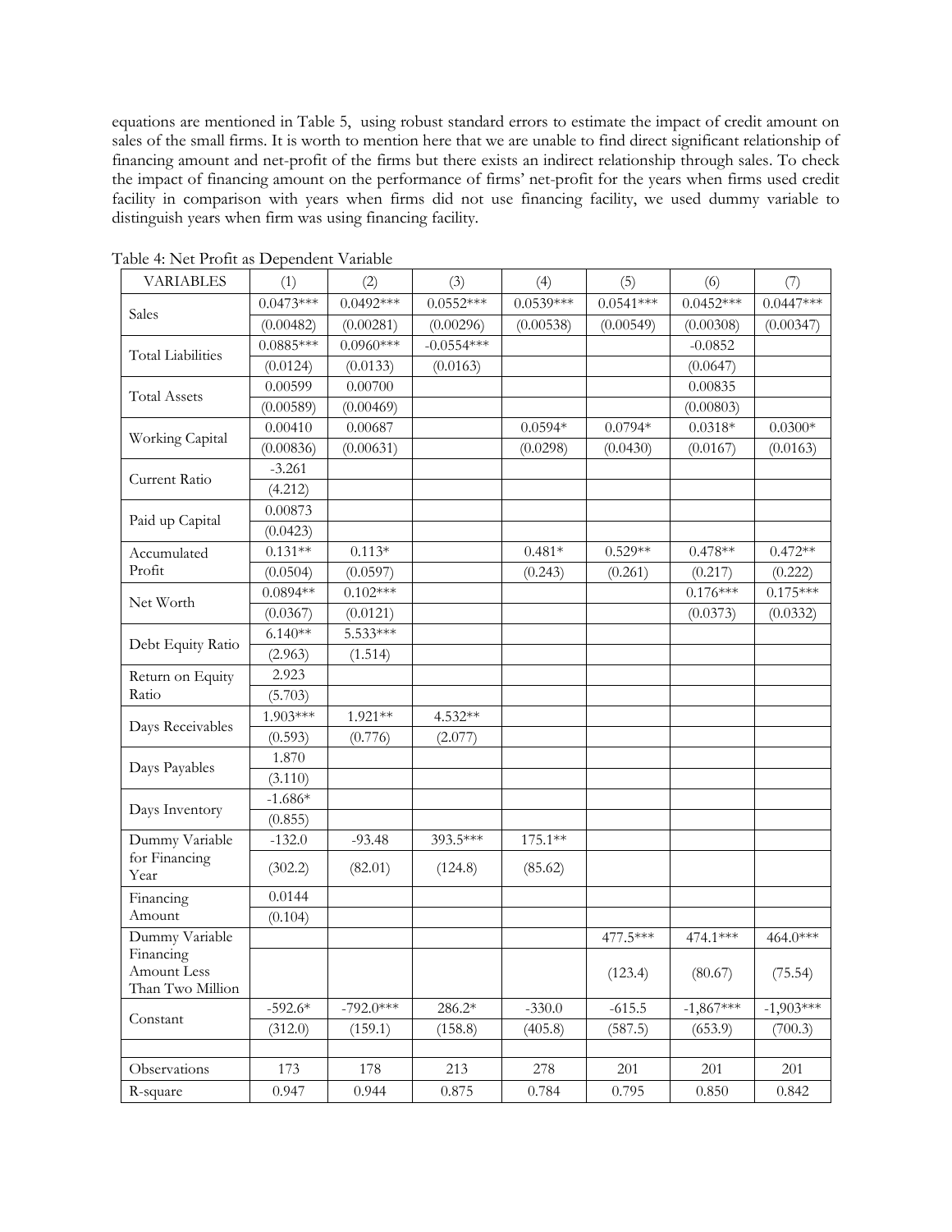equations are mentioned in Table 5, using robust standard errors to estimate the impact of credit amount on sales of the small firms. It is worth to mention here that we are unable to find direct significant relationship of financing amount and net-profit of the firms but there exists an indirect relationship through sales. To check the impact of financing amount on the performance of firms' net-profit for the years when firms used credit facility in comparison with years when firms did not use financing facility, we used dummy variable to distinguish years when firm was using financing facility.

Table 4: Net Profit as Dependent Variable

| VARIABLES | (1) | (2) | (3) | (4) | (5) | (6) | (7) |
|---|---|---|---|---|---|---|---|
| Sales | 0.0473*** | 0.0492*** | 0.0552*** | 0.0539*** | 0.0541*** | 0.0452*** | 0.0447*** |
| | (0.00482) | (0.00281) | (0.00296) | (0.00538) | (0.00549) | (0.00308) | (0.00347) |
| Total Liabilities | 0.0885*** | 0.0960*** | -0.0554*** | | | -0.0852 | |
| | (0.0124) | (0.0133) | (0.0163) | | | (0.0647) | |
| Total Assets | 0.00599 | 0.00700 | | | | 0.00835 | |
| | (0.00589) | (0.00469) | | | | (0.00803) | |
| Working Capital | 0.00410 | 0.00687 | | 0.0594* | 0.0794* | 0.0318* | 0.0300* |
| | (0.00836) | (0.00631) | | (0.0298) | (0.0430) | (0.0167) | (0.0163) |
| Current Ratio | -3.261 | | | | | | |
| | (4.212) | | | | | | |
| Paid up Capital | 0.00873 | | | | | | |
| | (0.0423) | | | | | | |
| Accumulated Profit | 0.131** | 0.113* | | 0.481* | 0.529** | 0.478** | 0.472** |
| | (0.0504) | (0.0597) | | (0.243) | (0.261) | (0.217) | (0.222) |
| Net Worth | 0.0894** | 0.102*** | | | | 0.176*** | 0.175*** |
| | (0.0367) | (0.0121) | | | | (0.0373) | (0.0332) |
| Debt Equity Ratio | 6.140** | 5.533*** | | | | | |
| | (2.963) | (1.514) | | | | | |
| Return on Equity Ratio | 2.923 | | | | | | |
| | (5.703) | | | | | | |
| Days Receivables | 1.903*** | 1.921** | 4.532** | | | | |
| | (0.593) | (0.776) | (2.077) | | | | |
| Days Payables | 1.870 | | | | | | |
| | (3.110) | | | | | | |
| Days Inventory | -1.686* | | | | | | |
| | (0.855) | | | | | | |
| Dummy Variable for Financing Year | -132.0 | -93.48 | 393.5*** | 175.1** | | | |
| | (302.2) | (82.01) | (124.8) | (85.62) | | | |
| Financing Amount | 0.0144 | | | | | | |
| | (0.104) | | | | | | |
| Dummy Variable Financing Amount Less Than Two Million | | | | | 477.5*** | 474.1*** | 464.0*** |
| | | | | | (123.4) | (80.67) | (75.54) |
| Constant | -592.6* | -792.0*** | 286.2* | -330.0 | -615.5 | -1,867*** | -1,903*** |
| | (312.0) | (159.1) | (158.8) | (405.8) | (587.5) | (653.9) | (700.3) |
| | | | | | | | |
| Observations | 173 | 178 | 213 | 278 | 201 | 201 | 201 |
| R-square | 0.947 | 0.944 | 0.875 | 0.784 | 0.795 | 0.850 | 0.842 |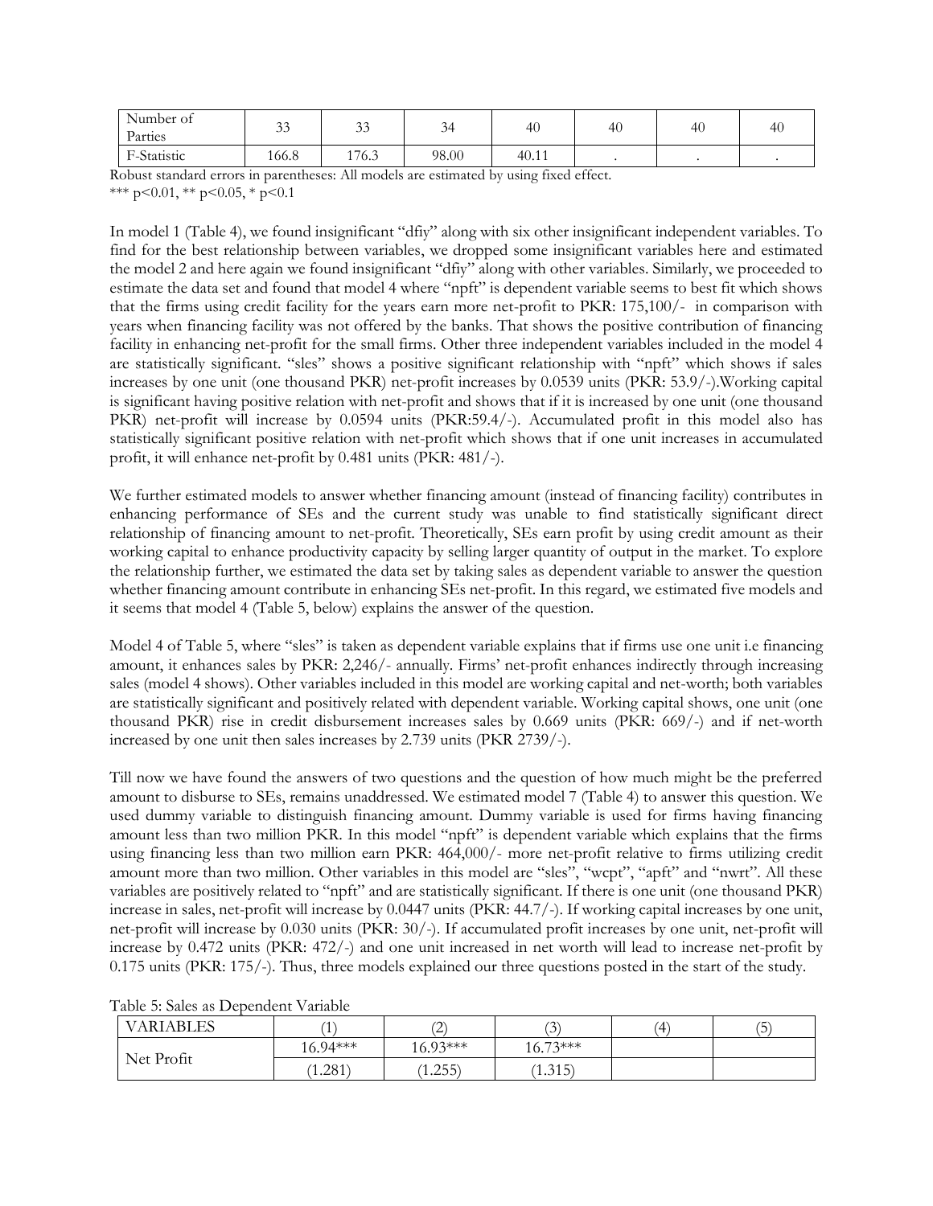| Number of Parties | 33 | 33 | 34 | 40 | 40 | 40 | 40 |
|---|---|---|---|---|---|---|---|
| F-Statistic | 166.8 | 176.3 | 98.00 | 40.11 | . | . | . |

Robust standard errors in parentheses: All models are estimated by using fixed effect.
*** p<0.01, ** p<0.05, * p<0.1

In model 1 (Table 4), we found insignificant "dfiy" along with six other insignificant independent variables. To find for the best relationship between variables, we dropped some insignificant variables here and estimated the model 2 and here again we found insignificant "dfiy" along with other variables. Similarly, we proceeded to estimate the data set and found that model 4 where "npft" is dependent variable seems to best fit which shows that the firms using credit facility for the years earn more net-profit to PKR: 175,100/- in comparison with years when financing facility was not offered by the banks. That shows the positive contribution of financing facility in enhancing net-profit for the small firms. Other three independent variables included in the model 4 are statistically significant. "sles" shows a positive significant relationship with "npft" which shows if sales increases by one unit (one thousand PKR) net-profit increases by 0.0539 units (PKR: 53.9/-).Working capital is significant having positive relation with net-profit and shows that if it is increased by one unit (one thousand PKR) net-profit will increase by 0.0594 units (PKR:59.4/-). Accumulated profit in this model also has statistically significant positive relation with net-profit which shows that if one unit increases in accumulated profit, it will enhance net-profit by 0.481 units (PKR: 481/-).

We further estimated models to answer whether financing amount (instead of financing facility) contributes in enhancing performance of SEs and the current study was unable to find statistically significant direct relationship of financing amount to net-profit. Theoretically, SEs earn profit by using credit amount as their working capital to enhance productivity capacity by selling larger quantity of output in the market. To explore the relationship further, we estimated the data set by taking sales as dependent variable to answer the question whether financing amount contribute in enhancing SEs net-profit. In this regard, we estimated five models and it seems that model 4 (Table 5, below) explains the answer of the question.

Model 4 of Table 5, where "sles" is taken as dependent variable explains that if firms use one unit i.e financing amount, it enhances sales by PKR: 2,246/- annually. Firms' net-profit enhances indirectly through increasing sales (model 4 shows). Other variables included in this model are working capital and net-worth; both variables are statistically significant and positively related with dependent variable. Working capital shows, one unit (one thousand PKR) rise in credit disbursement increases sales by 0.669 units (PKR: 669/-) and if net-worth increased by one unit then sales increases by 2.739 units (PKR 2739/-).

Till now we have found the answers of two questions and the question of how much might be the preferred amount to disburse to SEs, remains unaddressed. We estimated model 7 (Table 4) to answer this question. We used dummy variable to distinguish financing amount. Dummy variable is used for firms having financing amount less than two million PKR. In this model "npft" is dependent variable which explains that the firms using financing less than two million earn PKR: 464,000/- more net-profit relative to firms utilizing credit amount more than two million. Other variables in this model are "sles", "wcpt", "apft" and "nwrt". All these variables are positively related to "npft" and are statistically significant. If there is one unit (one thousand PKR) increase in sales, net-profit will increase by 0.0447 units (PKR: 44.7/-). If working capital increases by one unit, net-profit will increase by 0.030 units (PKR: 30/-). If accumulated profit increases by one unit, net-profit will increase by 0.472 units (PKR: 472/-) and one unit increased in net worth will lead to increase net-profit by 0.175 units (PKR: 175/-). Thus, three models explained our three questions posted in the start of the study.

Table 5: Sales as Dependent Variable

| VARIABLES | (1) | (2) | (3) | (4) | (5) |
|---|---|---|---|---|---|
| Net Profit | 16.94*** | 16.93*** | 16.73*** | | |
| | (1.281) | (1.255) | (1.315) | | |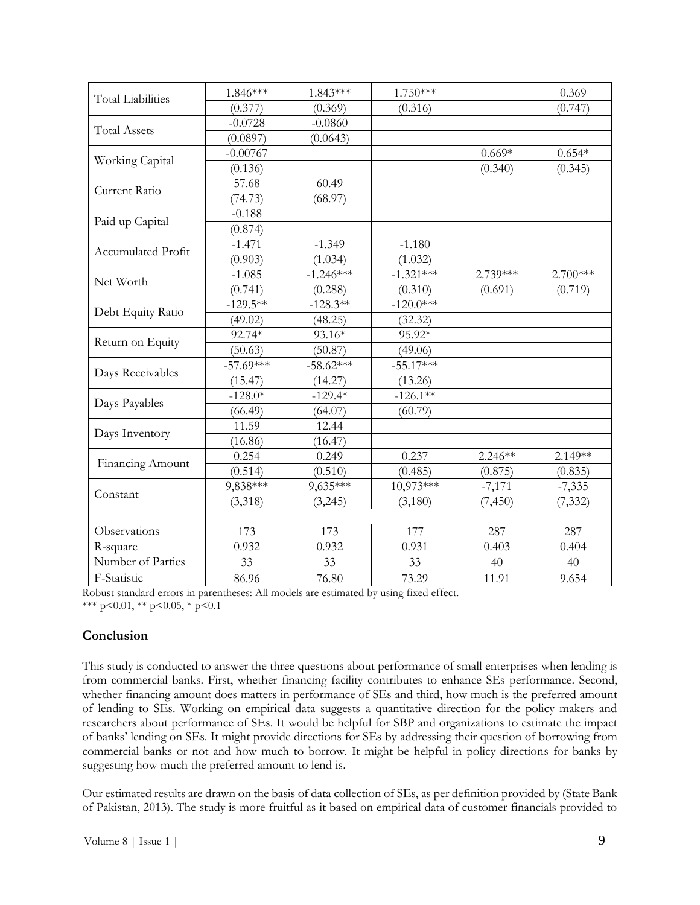| | | | | | |
|---|---|---|---|---|---|
| Total Liabilities | 1.846*** | 1.843*** | 1.750*** | | 0.369 |
| | (0.377) | (0.369) | (0.316) | | (0.747) |
| Total Assets | -0.0728 | -0.0860 | | | |
| | (0.0897) | (0.0643) | | | |
| Working Capital | -0.00767 | | | 0.669* | 0.654* |
| | (0.136) | | | (0.340) | (0.345) |
| Current Ratio | 57.68 | 60.49 | | | |
| | (74.73) | (68.97) | | | |
| Paid up Capital | -0.188 | | | | |
| | (0.874) | | | | |
| Accumulated Profit | -1.471 | -1.349 | -1.180 | | |
| | (0.903) | (1.034) | (1.032) | | |
| Net Worth | -1.085 | -1.246*** | -1.321*** | 2.739*** | 2.700*** |
| | (0.741) | (0.288) | (0.310) | (0.691) | (0.719) |
| Debt Equity Ratio | -129.5** | -128.3** | -120.0*** | | |
| | (49.02) | (48.25) | (32.32) | | |
| Return on Equity | 92.74* | 93.16* | 95.92* | | |
| | (50.63) | (50.87) | (49.06) | | |
| Days Receivables | -57.69*** | -58.62*** | -55.17*** | | |
| | (15.47) | (14.27) | (13.26) | | |
| Days Payables | -128.0* | -129.4* | -126.1** | | |
| | (66.49) | (64.07) | (60.79) | | |
| Days Inventory | 11.59 | 12.44 | | | |
| | (16.86) | (16.47) | | | |
| Financing Amount | 0.254 | 0.249 | 0.237 | 2.246** | 2.149** |
| | (0.514) | (0.510) | (0.485) | (0.875) | (0.835) |
| Constant | 9,838*** | 9,635*** | 10,973*** | -7,171 | -7,335 |
| | (3,318) | (3,245) | (3,180) | (7,450) | (7,332) |
| | | | | | |
| Observations | 173 | 173 | 177 | 287 | 287 |
| R-square | 0.932 | 0.932 | 0.931 | 0.403 | 0.404 |
| Number of Parties | 33 | 33 | 33 | 40 | 40 |
| F-Statistic | 86.96 | 76.80 | 73.29 | 11.91 | 9.654 |

Robust standard errors in parentheses: All models are estimated by using fixed effect.
*** $p<0.01$, ** $p<0.05$, * $p<0.1$

## Conclusion

This study is conducted to answer the three questions about performance of small enterprises when lending is from commercial banks. First, whether financing facility contributes to enhance SEs performance. Second, whether financing amount does matters in performance of SEs and third, how much is the preferred amount of lending to SEs. Working on empirical data suggests a quantitative direction for the policy makers and researchers about performance of SEs. It would be helpful for SBP and organizations to estimate the impact of banks' lending on SEs. It might provide directions for SEs by addressing their question of borrowing from commercial banks or not and how much to borrow. It might be helpful in policy directions for banks by suggesting how much the preferred amount to lend is.

Our estimated results are drawn on the basis of data collection of SEs, as per definition provided by (State Bank of Pakistan, 2013). The study is more fruitful as it based on empirical data of customer financials provided to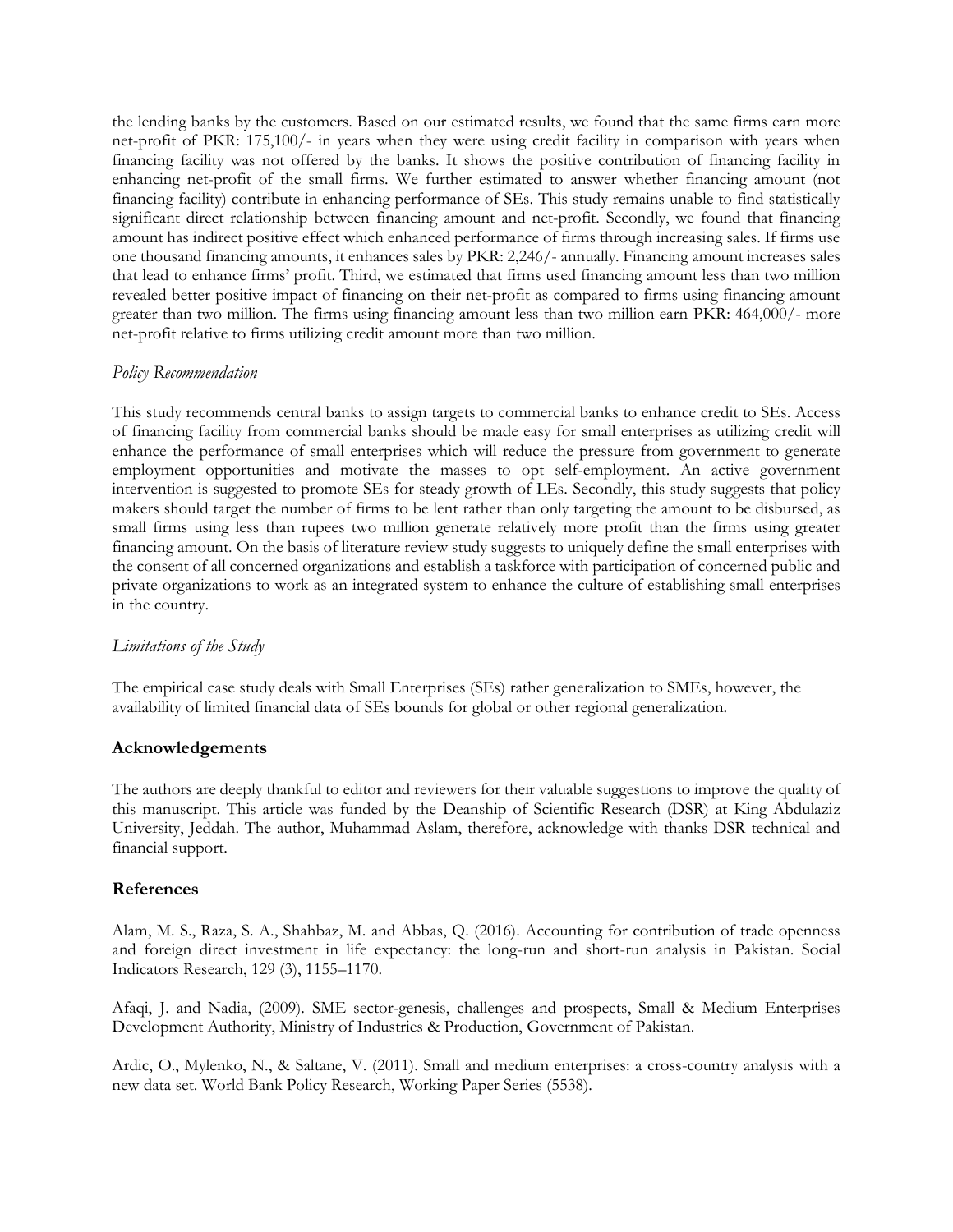the lending banks by the customers. Based on our estimated results, we found that the same firms earn more net-profit of PKR: 175,100/- in years when they were using credit facility in comparison with years when financing facility was not offered by the banks. It shows the positive contribution of financing facility in enhancing net-profit of the small firms. We further estimated to answer whether financing amount (not financing facility) contribute in enhancing performance of SEs. This study remains unable to find statistically significant direct relationship between financing amount and net-profit. Secondly, we found that financing amount has indirect positive effect which enhanced performance of firms through increasing sales. If firms use one thousand financing amounts, it enhances sales by PKR: 2,246/- annually. Financing amount increases sales that lead to enhance firms' profit. Third, we estimated that firms used financing amount less than two million revealed better positive impact of financing on their net-profit as compared to firms using financing amount greater than two million. The firms using financing amount less than two million earn PKR: 464,000/- more net-profit relative to firms utilizing credit amount more than two million.

*Policy Recommendation*

This study recommends central banks to assign targets to commercial banks to enhance credit to SEs. Access of financing facility from commercial banks should be made easy for small enterprises as utilizing credit will enhance the performance of small enterprises which will reduce the pressure from government to generate employment opportunities and motivate the masses to opt self-employment. An active government intervention is suggested to promote SEs for steady growth of LEs. Secondly, this study suggests that policy makers should target the number of firms to be lent rather than only targeting the amount to be disbursed, as small firms using less than rupees two million generate relatively more profit than the firms using greater financing amount. On the basis of literature review study suggests to uniquely define the small enterprises with the consent of all concerned organizations and establish a taskforce with participation of concerned public and private organizations to work as an integrated system to enhance the culture of establishing small enterprises in the country.

*Limitations of the Study*

The empirical case study deals with Small Enterprises (SEs) rather generalization to SMEs, however, the availability of limited financial data of SEs bounds for global or other regional generalization.

## Acknowledgements

The authors are deeply thankful to editor and reviewers for their valuable suggestions to improve the quality of this manuscript. This article was funded by the Deanship of Scientific Research (DSR) at King Abdulaziz University, Jeddah. The author, Muhammad Aslam, therefore, acknowledge with thanks DSR technical and financial support.

## References

Alam, M. S., Raza, S. A., Shahbaz, M. and Abbas, Q. (2016). Accounting for contribution of trade openness and foreign direct investment in life expectancy: the long-run and short-run analysis in Pakistan. Social Indicators Research, 129 (3), 1155–1170.

Afaqi, J. and Nadia, (2009). SME sector-genesis, challenges and prospects, Small & Medium Enterprises Development Authority, Ministry of Industries & Production, Government of Pakistan.

Ardic, O., Mylenko, N., & Saltane, V. (2011). Small and medium enterprises: a cross-country analysis with a new data set. World Bank Policy Research, Working Paper Series (5538).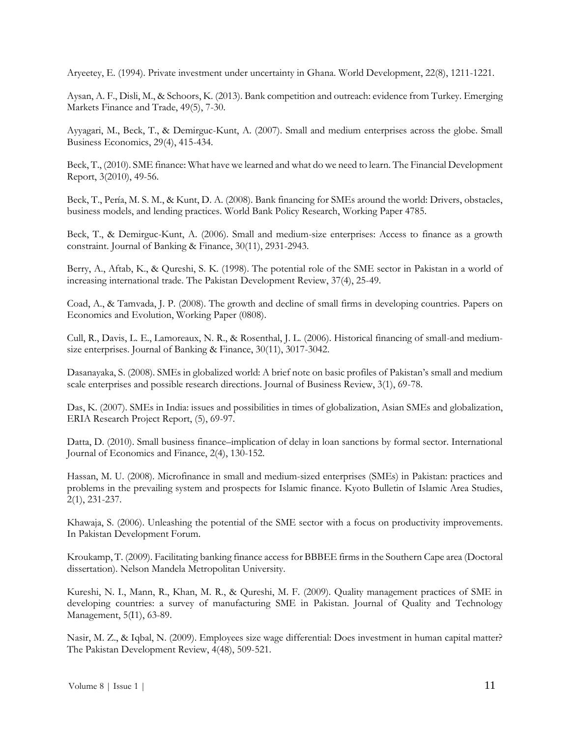Aryeetey, E. (1994). Private investment under uncertainty in Ghana. World Development, 22(8), 1211-1221.

Aysan, A. F., Disli, M., & Schoors, K. (2013). Bank competition and outreach: evidence from Turkey. Emerging Markets Finance and Trade, 49(5), 7-30.

Ayyagari, M., Beck, T., & Demirguc-Kunt, A. (2007). Small and medium enterprises across the globe. Small Business Economics, 29(4), 415-434.

Beck, T., (2010). SME finance: What have we learned and what do we need to learn. The Financial Development Report, 3(2010), 49-56.

Beck, T., Pería, M. S. M., & Kunt, D. A. (2008). Bank financing for SMEs around the world: Drivers, obstacles, business models, and lending practices. World Bank Policy Research, Working Paper 4785.

Beck, T., & Demirguc-Kunt, A. (2006). Small and medium-size enterprises: Access to finance as a growth constraint. Journal of Banking & Finance, 30(11), 2931-2943.

Berry, A., Aftab, K., & Qureshi, S. K. (1998). The potential role of the SME sector in Pakistan in a world of increasing international trade. The Pakistan Development Review, 37(4), 25-49.

Coad, A., & Tamvada, J. P. (2008). The growth and decline of small firms in developing countries. Papers on Economics and Evolution, Working Paper (0808).

Cull, R., Davis, L. E., Lamoreaux, N. R., & Rosenthal, J. L. (2006). Historical financing of small-and medium-size enterprises. Journal of Banking & Finance, 30(11), 3017-3042.

Dasanayaka, S. (2008). SMEs in globalized world: A brief note on basic profiles of Pakistan's small and medium scale enterprises and possible research directions. Journal of Business Review, 3(1), 69-78.

Das, K. (2007). SMEs in India: issues and possibilities in times of globalization, Asian SMEs and globalization, ERIA Research Project Report, (5), 69-97.

Datta, D. (2010). Small business finance–implication of delay in loan sanctions by formal sector. International Journal of Economics and Finance, 2(4), 130-152.

Hassan, M. U. (2008). Microfinance in small and medium-sized enterprises (SMEs) in Pakistan: practices and problems in the prevailing system and prospects for Islamic finance. Kyoto Bulletin of Islamic Area Studies, 2(1), 231-237.

Khawaja, S. (2006). Unleashing the potential of the SME sector with a focus on productivity improvements. In Pakistan Development Forum.

Kroukamp, T. (2009). Facilitating banking finance access for BBBEE firms in the Southern Cape area (Doctoral dissertation). Nelson Mandela Metropolitan University.

Kureshi, N. I., Mann, R., Khan, M. R., & Qureshi, M. F. (2009). Quality management practices of SME in developing countries: a survey of manufacturing SME in Pakistan. Journal of Quality and Technology Management, 5(I1), 63-89.

Nasir, M. Z., & Iqbal, N. (2009). Employees size wage differential: Does investment in human capital matter? The Pakistan Development Review, 4(48), 509-521.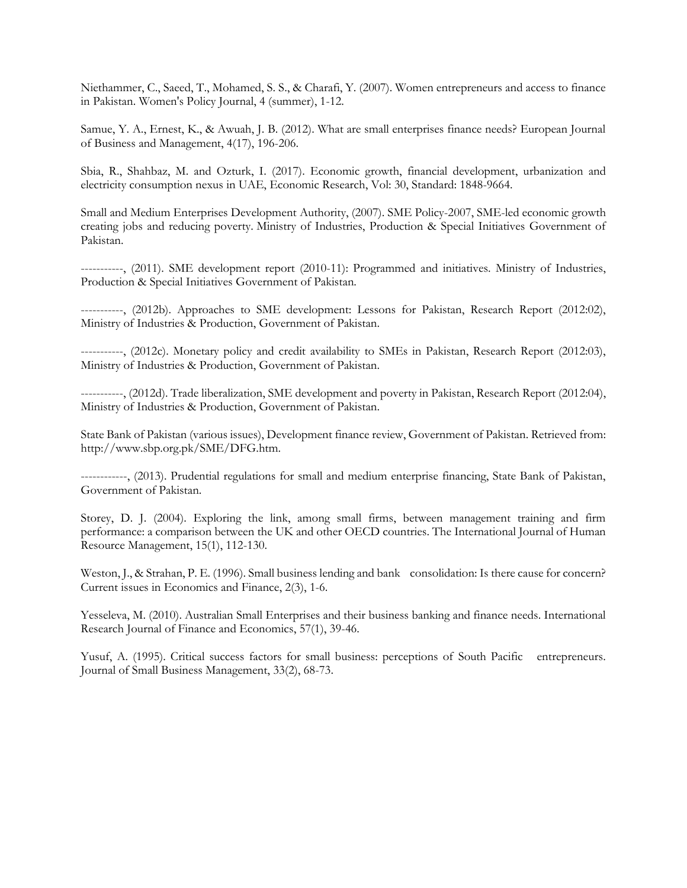Niethammer, C., Saeed, T., Mohamed, S. S., & Charafi, Y. (2007). Women entrepreneurs and access to finance in Pakistan. Women's Policy Journal, 4 (summer), 1-12.

Samue, Y. A., Ernest, K., & Awuah, J. B. (2012). What are small enterprises finance needs? European Journal of Business and Management, 4(17), 196-206.

Sbia, R., Shahbaz, M. and Ozturk, I. (2017). Economic growth, financial development, urbanization and electricity consumption nexus in UAE, Economic Research, Vol: 30, Standard: 1848-9664.

Small and Medium Enterprises Development Authority, (2007). SME Policy-2007, SME-led economic growth creating jobs and reducing poverty. Ministry of Industries, Production & Special Initiatives Government of Pakistan.

-----------, (2011). SME development report (2010-11): Programmed and initiatives. Ministry of Industries, Production & Special Initiatives Government of Pakistan.

-----------, (2012b). Approaches to SME development: Lessons for Pakistan, Research Report (2012:02), Ministry of Industries & Production, Government of Pakistan.

-----------, (2012c). Monetary policy and credit availability to SMEs in Pakistan, Research Report (2012:03), Ministry of Industries & Production, Government of Pakistan.

-----------, (2012d). Trade liberalization, SME development and poverty in Pakistan, Research Report (2012:04), Ministry of Industries & Production, Government of Pakistan.

State Bank of Pakistan (various issues), Development finance review, Government of Pakistan. Retrieved from: http://www.sbp.org.pk/SME/DFG.htm.

------------, (2013). Prudential regulations for small and medium enterprise financing, State Bank of Pakistan, Government of Pakistan.

Storey, D. J. (2004). Exploring the link, among small firms, between management training and firm performance: a comparison between the UK and other OECD countries. The International Journal of Human Resource Management, 15(1), 112-130.

Weston, J., & Strahan, P. E. (1996). Small business lending and bank consolidation: Is there cause for concern? Current issues in Economics and Finance, 2(3), 1-6.

Yesseleva, M. (2010). Australian Small Enterprises and their business banking and finance needs. International Research Journal of Finance and Economics, 57(1), 39-46.

Yusuf, A. (1995). Critical success factors for small business: perceptions of South Pacific entrepreneurs. Journal of Small Business Management, 33(2), 68-73.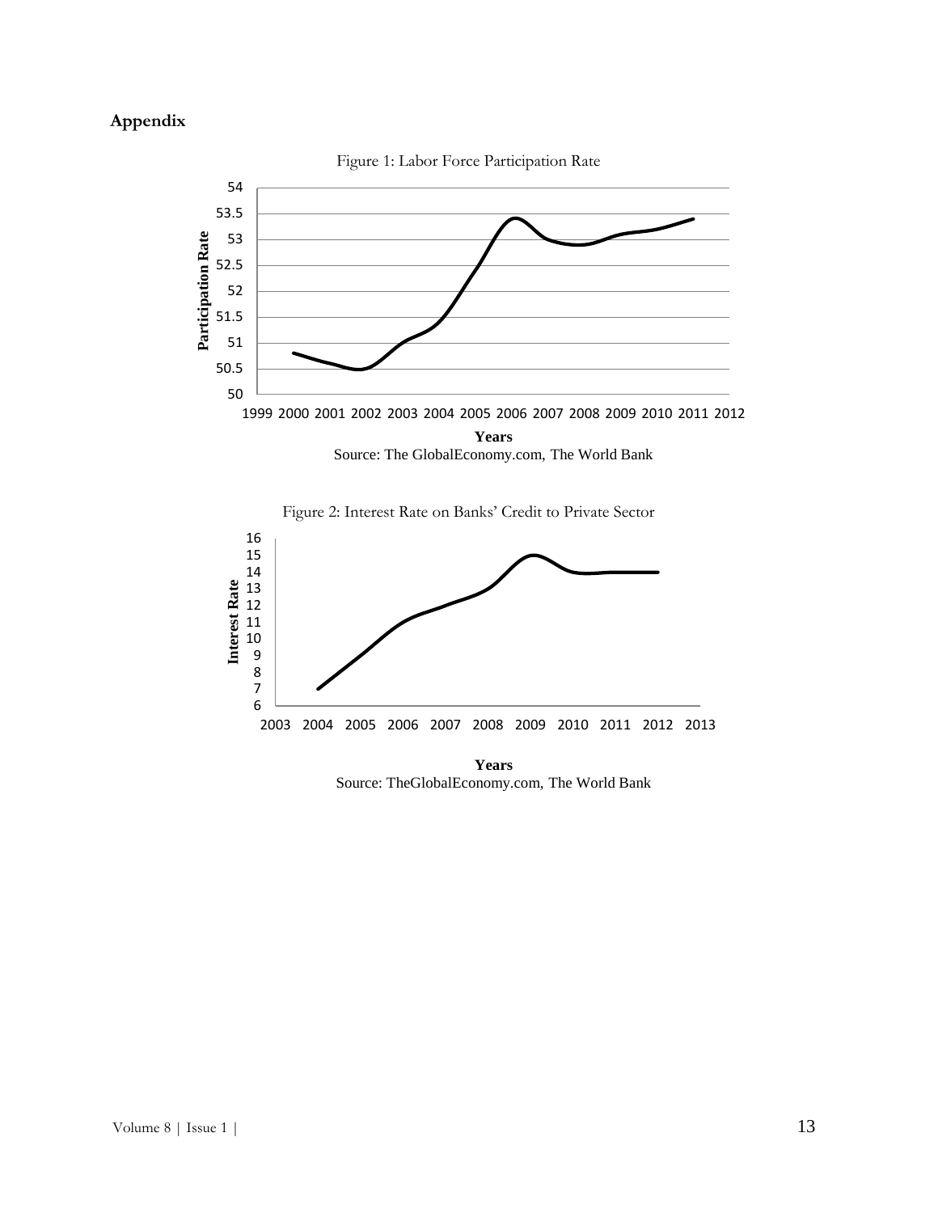## Appendix

Figure 1: Labor Force Participation Rate

Source: The GlobalEconomy.com, The World Bank

Figure 2: Interest Rate on Banks' Credit to Private Sector

Source: TheGlobalEconomy.com, The World Bank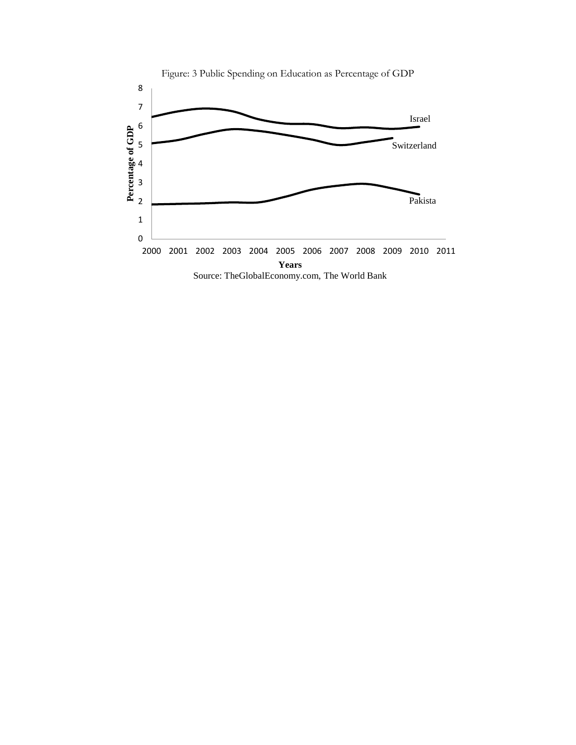Figure: 3 Public Spending on Education as Percentage of GDP

8
7
6
5
4
3
2
1
0

Percentage of GDP

Israel

Switzerland

Pakista

2000 2001 2002 2003 2004 2005 2006 2007 2008 2009 2010 2011

**Years**

Source: TheGlobalEconomy.com, The World Bank